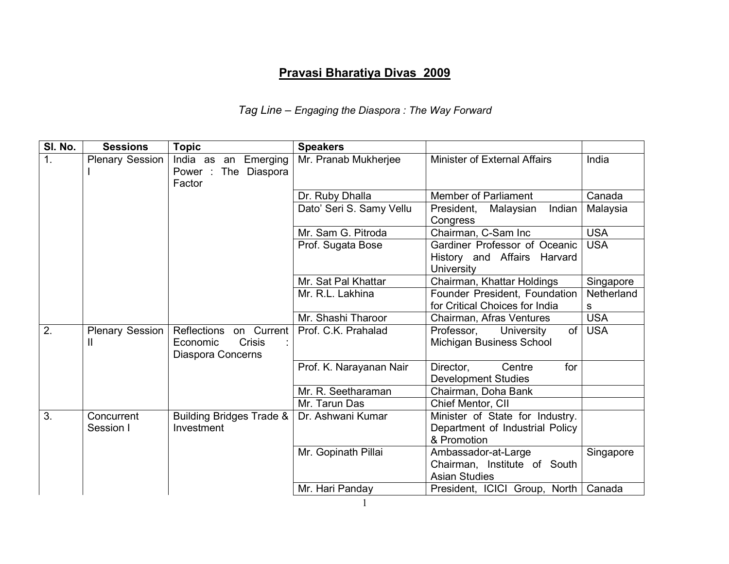# Pravasi Bharatiya Divas 2009

*Tag Line – Engaging the Diaspora : The Way Forward*

| Sl. No. | Sessions | Topic | Speakers | | |
|---|---|---|---|---|---|
| 1. | Plenary Session I | India as an Emerging Power : The Diaspora Factor | Mr. Pranab Mukherjee | Minister of External Affairs | India |
| | | | Dr. Ruby Dhalla | Member of Parliament | Canada |
| | | | Dato' Seri S. Samy Vellu | President, Malaysian Indian Congress | Malaysia |
| | | | Mr. Sam G. Pitroda | Chairman, C-Sam Inc | USA |
| | | | Prof. Sugata Bose | Gardiner Professor of Oceanic History and Affairs Harvard University | USA |
| | | | Mr. Sat Pal Khattar | Chairman, Khattar Holdings | Singapore |
| | | | Mr. R.L. Lakhina | Founder President, Foundation for Critical Choices for India | Netherlands |
| | | | Mr. Shashi Tharoor | Chairman, Afras Ventures | USA |
| 2. | Plenary Session II | Reflections on Current Economic Crisis : Diaspora Concerns | Prof. C.K. Prahalad | Professor, University of Michigan Business School | USA |
| | | | Prof. K. Narayanan Nair | Director, Centre for Development Studies | |
| | | | Mr. R. Seetharaman | Chairman, Doha Bank | |
| | | | Mr. Tarun Das | Chief Mentor, CII | |
| 3. | Concurrent Session I | Building Bridges Trade & Investment | Dr. Ashwani Kumar | Minister of State for Industry. Department of Industrial Policy & Promotion | |
| | | | Mr. Gopinath Pillai | Ambassador-at-Large Chairman, Institute of South Asian Studies | Singapore |
| | | | Mr. Hari Panday | President, ICICI Group, North | Canada |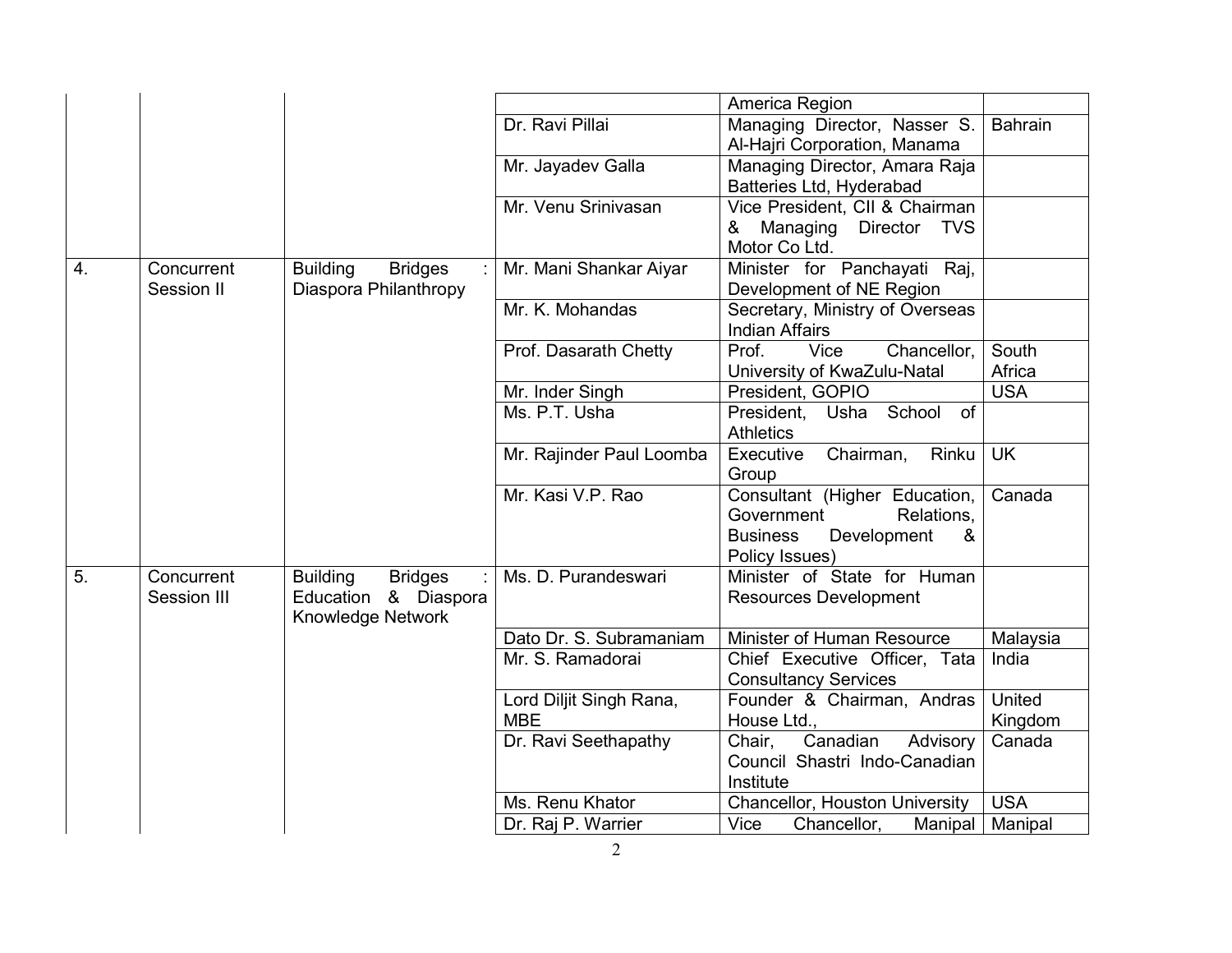| | | | | America Region | |
|---|---|---|---|---|---|
| | | | Dr. Ravi Pillai | Managing Director, Nasser S. Al-Hajri Corporation, Manama | Bahrain |
| | | | Mr. Jayadev Galla | Managing Director, Amara Raja Batteries Ltd, Hyderabad | |
| | | | Mr. Venu Srinivasan | Vice President, CII & Chairman & Managing Director TVS Motor Co Ltd. | |
| 4. | Concurrent Session II | Building Bridges : Diaspora Philanthropy | Mr. Mani Shankar Aiyar | Minister for Panchayati Raj, Development of NE Region | |
| | | | Mr. K. Mohandas | Secretary, Ministry of Overseas Indian Affairs | |
| | | | Prof. Dasarath Chetty | Prof. Vice Chancellor, University of KwaZulu-Natal | South Africa |
| | | | Mr. Inder Singh | President, GOPIO | USA |
| | | | Ms. P.T. Usha | President, Usha School of Athletics | |
| | | | Mr. Rajinder Paul Loomba | Executive Chairman, Rinku Group | UK |
| | | | Mr. Kasi V.P. Rao | Consultant (Higher Education, Government Relations, Business Development & Policy Issues) | Canada |
| 5. | Concurrent Session III | Building Bridges : Education & Diaspora Knowledge Network | Ms. D. Purandeswari | Minister of State for Human Resources Development | |
| | | | Dato Dr. S. Subramaniam | Minister of Human Resource | Malaysia |
| | | | Mr. S. Ramadorai | Chief Executive Officer, Tata Consultancy Services | India |
| | | | Lord Diljit Singh Rana, MBE | Founder & Chairman, Andras House Ltd., | United Kingdom |
| | | | Dr. Ravi Seethapathy | Chair, Canadian Advisory Council Shastri Indo-Canadian Institute | Canada |
| | | | Ms. Renu Khator | Chancellor, Houston University | USA |
| | | | Dr. Raj P. Warrier | Vice Chancellor, Manipal | Manipal |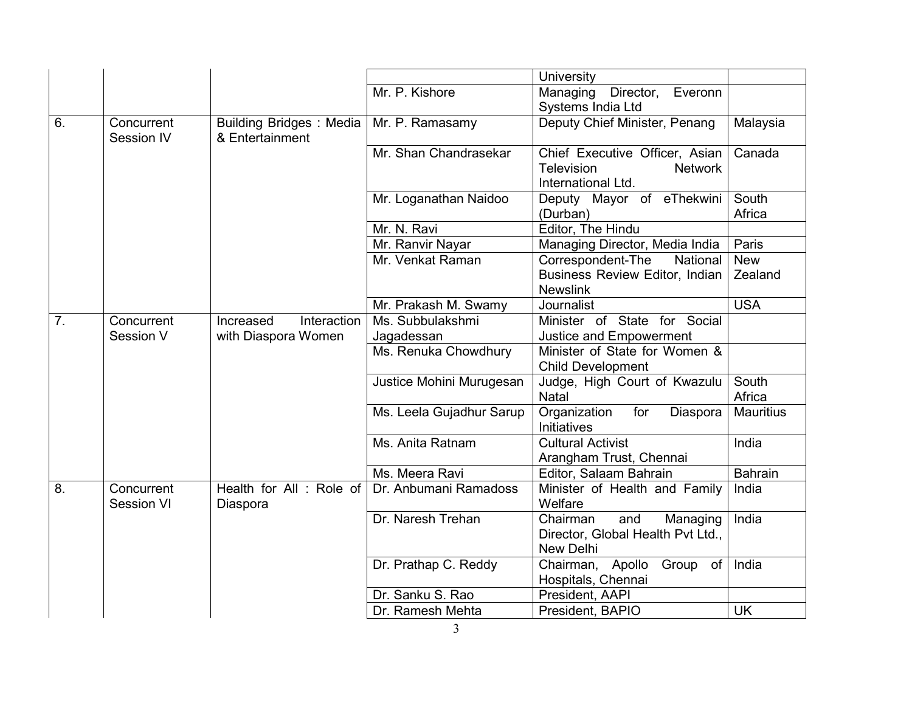| | | | | | |
|---|---|---|---|---|---|
| | | | | University | |
| | | | Mr. P. Kishore | Managing Director, Everonn Systems India Ltd | |
| 6. | Concurrent Session IV | Building Bridges : Media & Entertainment | Mr. P. Ramasamy | Deputy Chief Minister, Penang | Malaysia |
| | | | Mr. Shan Chandrasekar | Chief Executive Officer, Asian Television Network International Ltd. | Canada |
| | | | Mr. Loganathan Naidoo | Deputy Mayor of eThekwini (Durban) | South Africa |
| | | | Mr. N. Ravi | Editor, The Hindu | |
| | | | Mr. Ranvir Nayar | Managing Director, Media India | Paris |
| | | | Mr. Venkat Raman | Correspondent-The National Business Review Editor, Indian Newslink | New Zealand |
| | | | Mr. Prakash M. Swamy | Journalist | USA |
| 7. | Concurrent Session V | Increased Interaction with Diaspora Women | Ms. Subbulakshmi Jagadessan | Minister of State for Social Justice and Empowerment | |
| | | | Ms. Renuka Chowdhury | Minister of State for Women & Child Development | |
| | | | Justice Mohini Murugesan | Judge, High Court of Kwazulu Natal | South Africa |
| | | | Ms. Leela Gujadhur Sarup | Organization for Diaspora Initiatives | Mauritius |
| | | | Ms. Anita Ratnam | Cultural Activist Arangham Trust, Chennai | India |
| | | | Ms. Meera Ravi | Editor, Salaam Bahrain | Bahrain |
| 8. | Concurrent Session VI | Health for All : Role of Diaspora | Dr. Anbumani Ramadoss | Minister of Health and Family Welfare | India |
| | | | Dr. Naresh Trehan | Chairman and Managing Director, Global Health Pvt Ltd., New Delhi | India |
| | | | Dr. Prathap C. Reddy | Chairman, Apollo Group of Hospitals, Chennai | India |
| | | | Dr. Sanku S. Rao | President, AAPI | |
| | | | Dr. Ramesh Mehta | President, BAPIO | UK |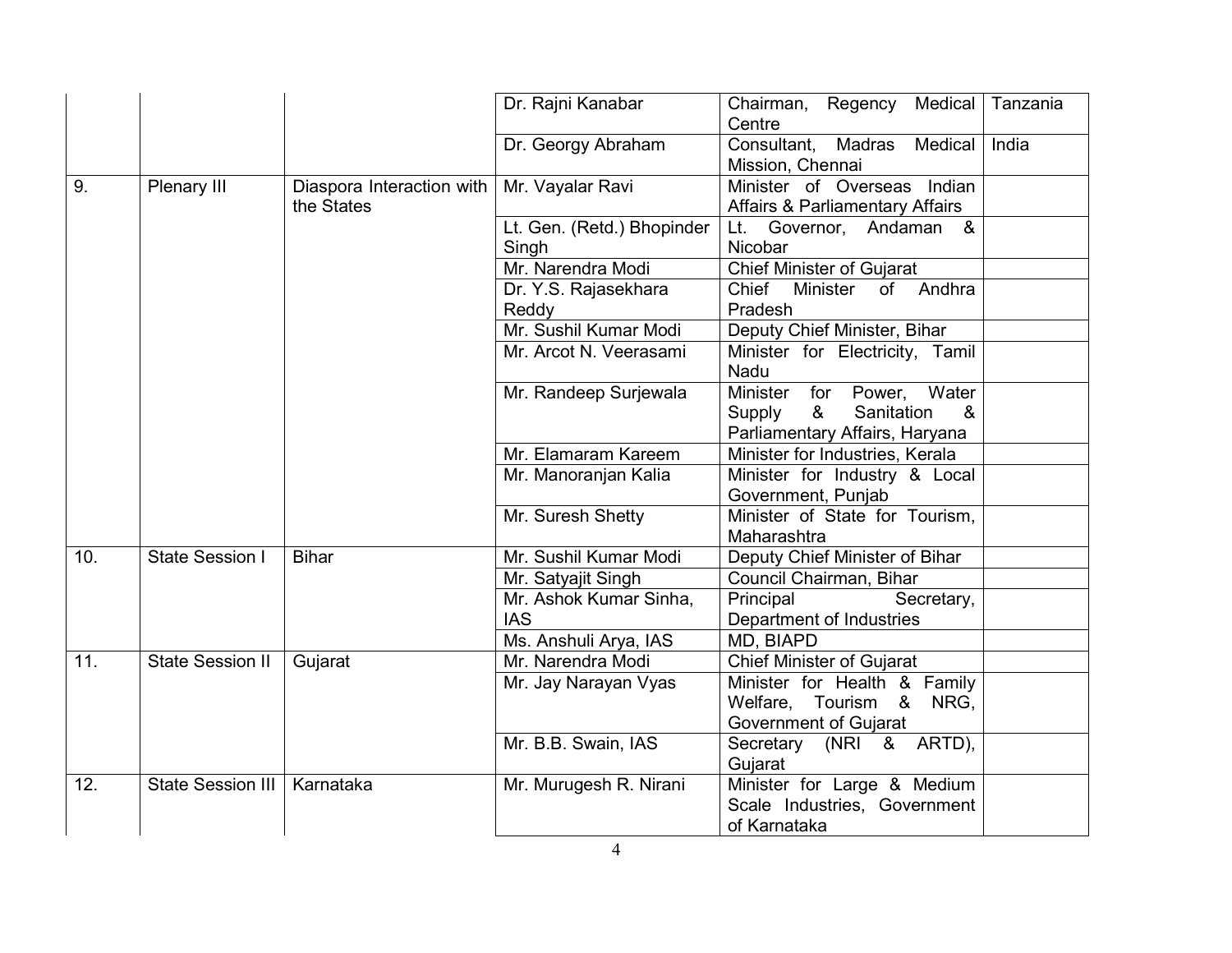| | | | | | |
|---|---|---|---|---|---|
| | | | Dr. Rajni Kanabar | Chairman, Regency Medical Centre | Tanzania |
| | | | Dr. Georgy Abraham | Consultant, Madras Medical Mission, Chennai | India |
| 9. | Plenary III | Diaspora Interaction with the States | Mr. Vayalar Ravi | Minister of Overseas Indian Affairs & Parliamentary Affairs | |
| | | | Lt. Gen. (Retd.) Bhopinder Singh | Lt. Governor, Andaman & Nicobar | |
| | | | Mr. Narendra Modi | Chief Minister of Gujarat | |
| | | | Dr. Y.S. Rajasekhara Reddy | Chief Minister of Andhra Pradesh | |
| | | | Mr. Sushil Kumar Modi | Deputy Chief Minister, Bihar | |
| | | | Mr. Arcot N. Veerasami | Minister for Electricity, Tamil Nadu | |
| | | | Mr. Randeep Surjewala | Minister for Power, Water Supply & Sanitation & Parliamentary Affairs, Haryana | |
| | | | Mr. Elamaram Kareem | Minister for Industries, Kerala | |
| | | | Mr. Manoranjan Kalia | Minister for Industry & Local Government, Punjab | |
| | | | Mr. Suresh Shetty | Minister of State for Tourism, Maharashtra | |
| 10. | State Session I | Bihar | Mr. Sushil Kumar Modi | Deputy Chief Minister of Bihar | |
| | | | Mr. Satyajit Singh | Council Chairman, Bihar | |
| | | | Mr. Ashok Kumar Sinha, IAS | Principal Secretary, Department of Industries | |
| | | | Ms. Anshuli Arya, IAS | MD, BIAPD | |
| 11. | State Session II | Gujarat | Mr. Narendra Modi | Chief Minister of Gujarat | |
| | | | Mr. Jay Narayan Vyas | Minister for Health & Family Welfare, Tourism & NRG, Government of Gujarat | |
| | | | Mr. B.B. Swain, IAS | Secretary (NRI & ARTD), Gujarat | |
| 12. | State Session III | Karnataka | Mr. Murugesh R. Nirani | Minister for Large & Medium Scale Industries, Government of Karnataka | |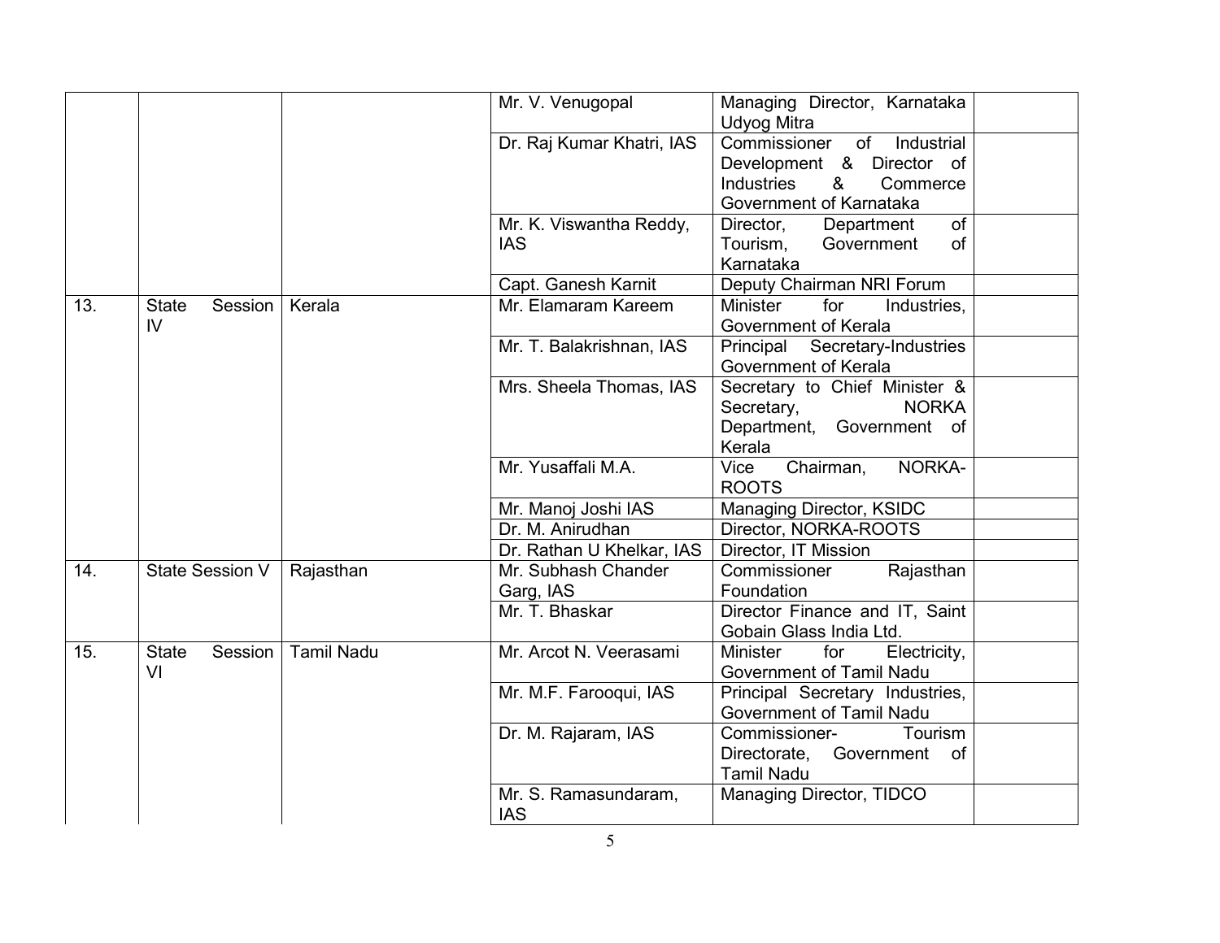| | | | | | |
|---|---|---|---|---|---|
| | | | Mr. V. Venugopal | Managing Director, Karnataka Udyog Mitra | |
| | | | Dr. Raj Kumar Khatri, IAS | Commissioner of Industrial Development & Director of Industries & Commerce Government of Karnataka | |
| | | | Mr. K. Viswantha Reddy, IAS | Director, Department of Tourism, Government of Karnataka | |
| | | | Capt. Ganesh Karnit | Deputy Chairman NRI Forum | |
| 13. | State Session IV | Kerala | Mr. Elamaram Kareem | Minister for Industries, Government of Kerala | |
| | | | Mr. T. Balakrishnan, IAS | Principal Secretary-Industries Government of Kerala | |
| | | | Mrs. Sheela Thomas, IAS | Secretary to Chief Minister & Secretary, NORKA Department, Government of Kerala | |
| | | | Mr. Yusaffali M.A. | Vice Chairman, NORKA-ROOTS | |
| | | | Mr. Manoj Joshi IAS | Managing Director, KSIDC | |
| | | | Dr. M. Anirudhan | Director, NORKA-ROOTS | |
| | | | Dr. Rathan U Khelkar, IAS | Director, IT Mission | |
| 14. | State Session V | Rajasthan | Mr. Subhash Chander Garg, IAS | Commissioner Rajasthan Foundation | |
| | | | Mr. T. Bhaskar | Director Finance and IT, Saint Gobain Glass India Ltd. | |
| 15. | State Session VI | Tamil Nadu | Mr. Arcot N. Veerasami | Minister for Electricity, Government of Tamil Nadu | |
| | | | Mr. M.F. Farooqui, IAS | Principal Secretary Industries, Government of Tamil Nadu | |
| | | | Dr. M. Rajaram, IAS | Commissioner- Tourism Directorate, Government of Tamil Nadu | |
| | | | Mr. S. Ramasundaram, IAS | Managing Director, TIDCO | |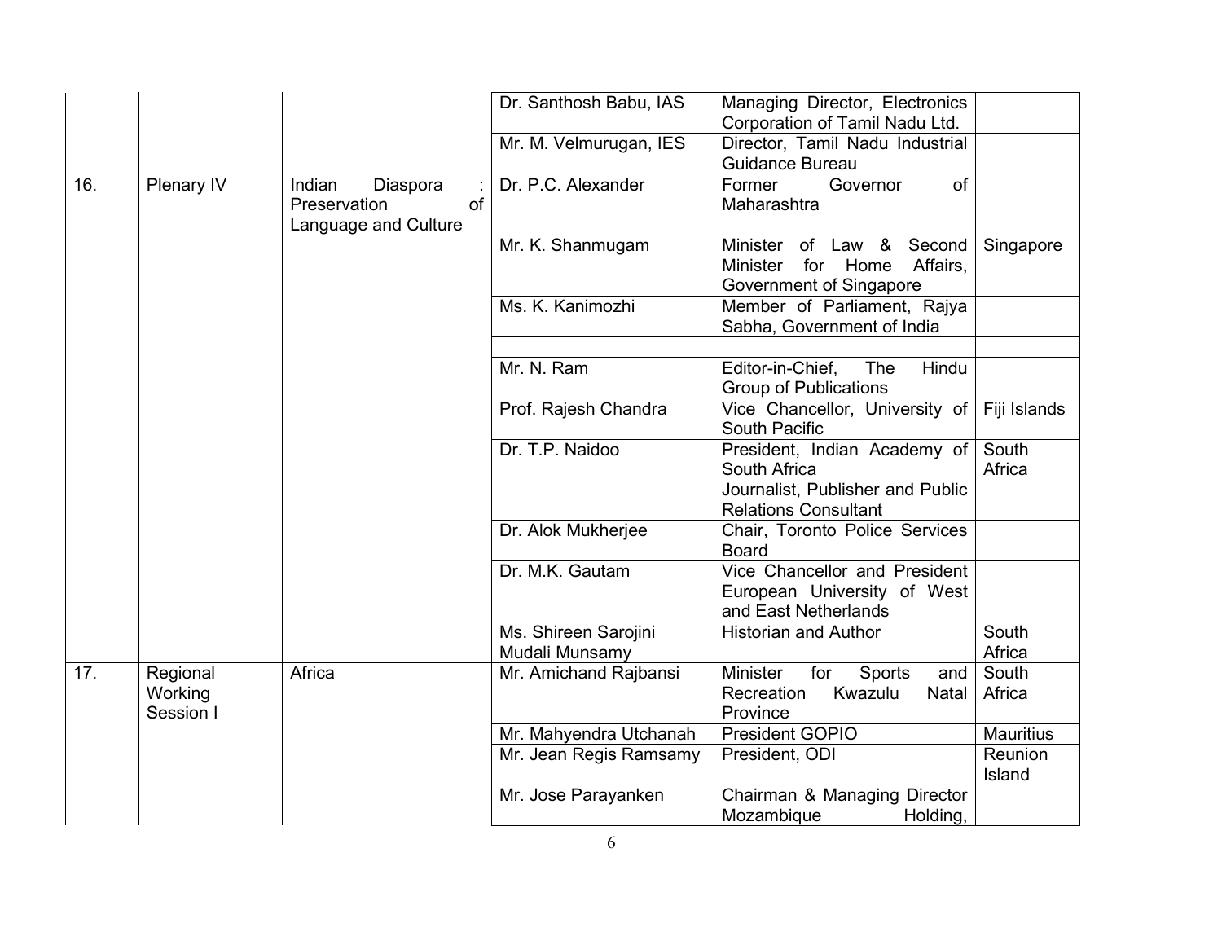| | | | Dr. Santhosh Babu, IAS | Managing Director, Electronics Corporation of Tamil Nadu Ltd. | |
|---|---|---|---|---|---|
| | | | Mr. M. Velmurugan, IES | Director, Tamil Nadu Industrial Guidance Bureau | |
| 16. | Plenary IV | Indian Diaspora : Preservation of Language and Culture | Dr. P.C. Alexander | Former Governor of Maharashtra | |
| | | | Mr. K. Shanmugam | Minister of Law & Second Minister for Home Affairs, Government of Singapore | Singapore |
| | | | Ms. K. Kanimozhi | Member of Parliament, Rajya Sabha, Government of India | |
| | | | | | |
| | | | Mr. N. Ram | Editor-in-Chief, The Hindu Group of Publications | |
| | | | Prof. Rajesh Chandra | Vice Chancellor, University of South Pacific | Fiji Islands |
| | | | Dr. T.P. Naidoo | President, Indian Academy of South Africa<br>Journalist, Publisher and Public Relations Consultant | South Africa |
| | | | Dr. Alok Mukherjee | Chair, Toronto Police Services Board | |
| | | | Dr. M.K. Gautam | Vice Chancellor and President European University of West and East Netherlands | |
| | | | Ms. Shireen Sarojini Mudali Munsamy | Historian and Author | South Africa |
| 17. | Regional Working Session I | Africa | Mr. Amichand Rajbansi | Minister for Sports and Recreation Kwazulu Natal Province | South Africa |
| | | | Mr. Mahyendra Utchanah | President GOPIO | Mauritius |
| | | | Mr. Jean Regis Ramsamy | President, ODI | Reunion Island |
| | | | Mr. Jose Parayanken | Chairman & Managing Director Mozambique Holding, | |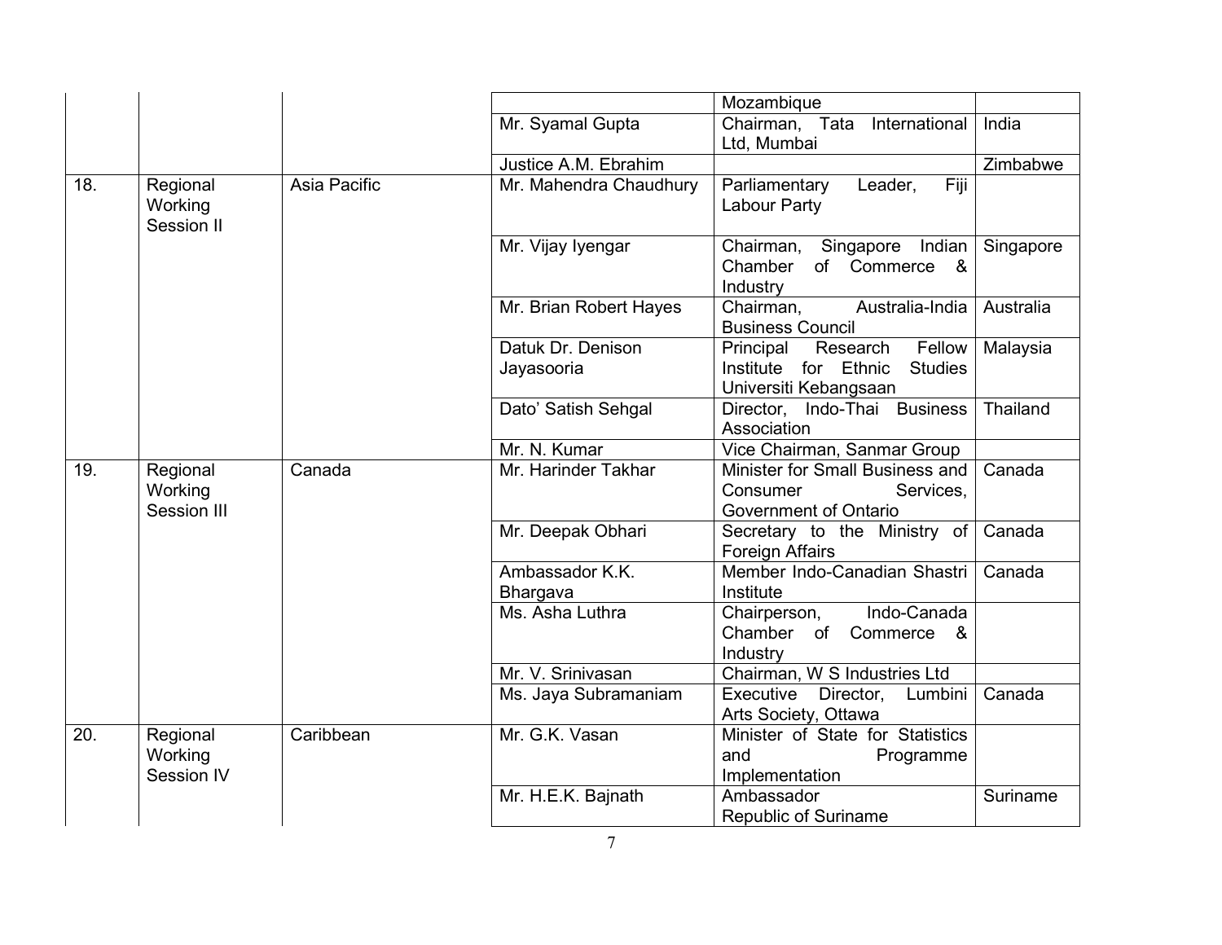| | | | | | |
|---|---|---|---|---|---|
| | | | | Mozambique | |
| | | | Mr. Syamal Gupta | Chairman, Tata International Ltd, Mumbai | India |
| | | | Justice A.M. Ebrahim | | Zimbabwe |
| 18. | Regional Working Session II | Asia Pacific | Mr. Mahendra Chaudhury | Parliamentary Leader, Fiji Labour Party | |
| | | | Mr. Vijay Iyengar | Chairman, Singapore Indian Chamber of Commerce & Industry | Singapore |
| | | | Mr. Brian Robert Hayes | Chairman, Australia-India Business Council | Australia |
| | | | Datuk Dr. Denison Jayasooria | Principal Research Fellow Institute for Ethnic Studies Universiti Kebangsaan | Malaysia |
| | | | Dato' Satish Sehgal | Director, Indo-Thai Business Association | Thailand |
| | | | Mr. N. Kumar | Vice Chairman, Sanmar Group | |
| 19. | Regional Working Session III | Canada | Mr. Harinder Takhar | Minister for Small Business and Consumer Services, Government of Ontario | Canada |
| | | | Mr. Deepak Obhari | Secretary to the Ministry of Foreign Affairs | Canada |
| | | | Ambassador K.K. Bhargava | Member Indo-Canadian Shastri Institute | Canada |
| | | | Ms. Asha Luthra | Chairperson, Indo-Canada Chamber of Commerce & Industry | |
| | | | Mr. V. Srinivasan | Chairman, W S Industries Ltd | |
| | | | Ms. Jaya Subramaniam | Executive Director, Lumbini Arts Society, Ottawa | Canada |
| 20. | Regional Working Session IV | Caribbean | Mr. G.K. Vasan | Minister of State for Statistics and Programme Implementation | |
| | | | Mr. H.E.K. Bajnath | Ambassador Republic of Suriname | Suriname |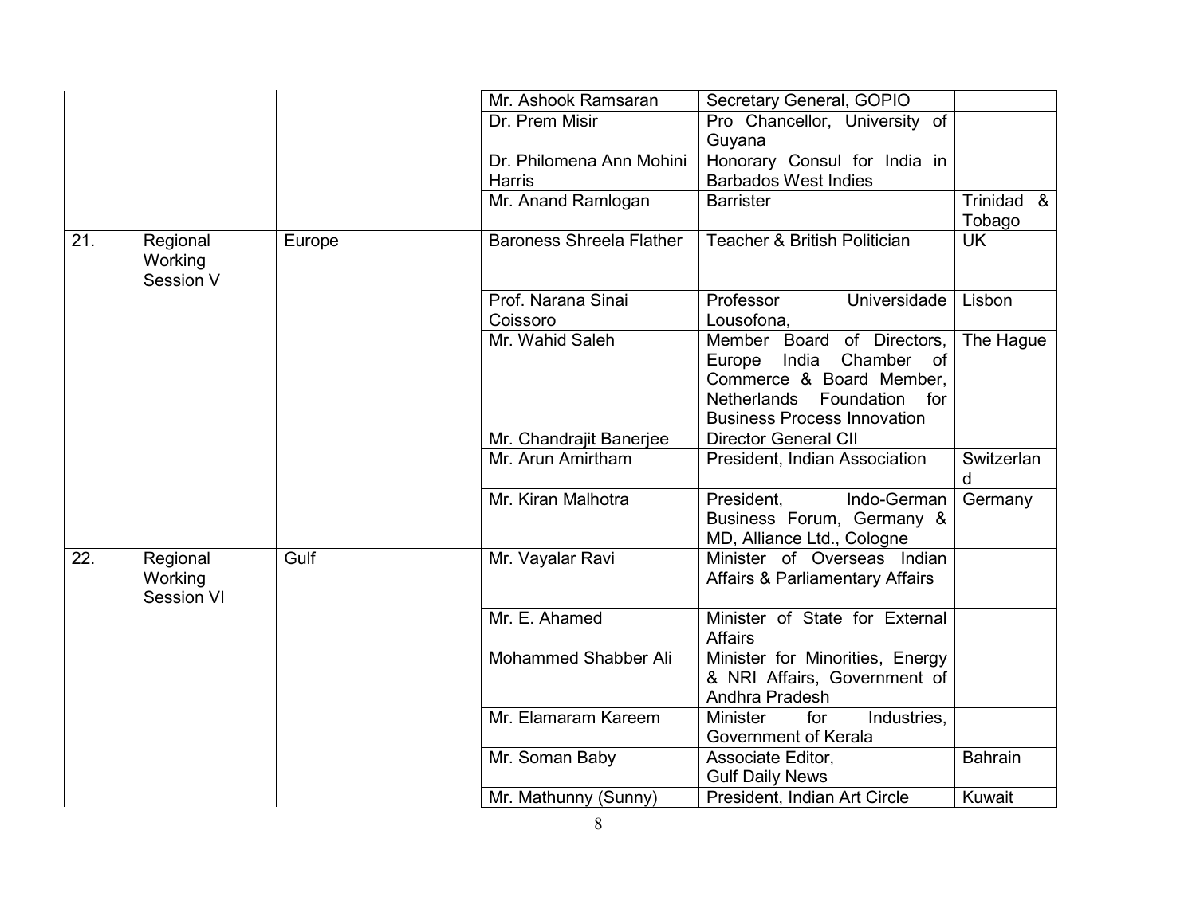|  |  |  |  |  |  |
|---|---|---|---|---|---|
|  |  |  | Mr. Ashook Ramsaran | Secretary General, GOPIO |  |
|  |  |  | Dr. Prem Misir | Pro Chancellor, University of Guyana |  |
|  |  |  | Dr. Philomena Ann Mohini Harris | Honorary Consul for India in Barbados West Indies |  |
|  |  |  | Mr. Anand Ramlogan | Barrister | Trinidad & Tobago |
| 21. | Regional Working Session V | Europe | Baroness Shreela Flather | Teacher & British Politician | UK |
|  |  |  | Prof. Narana Sinai Coissoro | Professor Universidade Lousofona, | Lisbon |
|  |  |  | Mr. Wahid Saleh | Member Board of Directors, Europe India Chamber of Commerce & Board Member, Netherlands Foundation for Business Process Innovation | The Hague |
|  |  |  | Mr. Chandrajit Banerjee | Director General CII |  |
|  |  |  | Mr. Arun Amirtham | President, Indian Association | Switzerland |
|  |  |  | Mr. Kiran Malhotra | President, Indo-German Business Forum, Germany & MD, Alliance Ltd., Cologne | Germany |
| 22. | Regional Working Session VI | Gulf | Mr. Vayalar Ravi | Minister of Overseas Indian Affairs & Parliamentary Affairs |  |
|  |  |  | Mr. E. Ahamed | Minister of State for External Affairs |  |
|  |  |  | Mohammed Shabber Ali | Minister for Minorities, Energy & NRI Affairs, Government of Andhra Pradesh |  |
|  |  |  | Mr. Elamaram Kareem | Minister for Industries, Government of Kerala |  |
|  |  |  | Mr. Soman Baby | Associate Editor, Gulf Daily News | Bahrain |
|  |  |  | Mr. Mathunny (Sunny) | President, Indian Art Circle | Kuwait |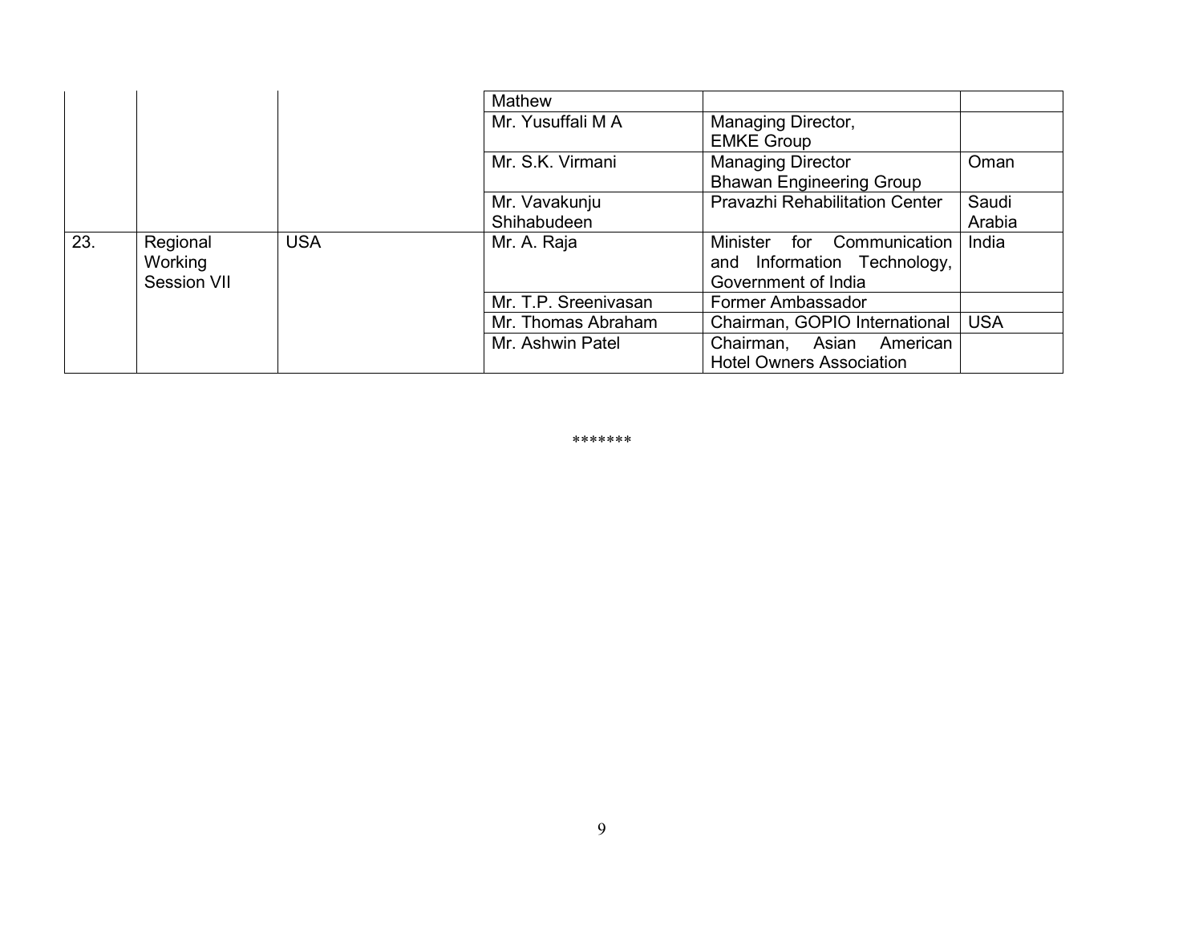| | | | | | |
|---|---|---|---|---|---|
| | | | Mathew | | |
| | | | Mr. Yusuffali M A | Managing Director, EMKE Group | |
| | | | Mr. S.K. Virmani | Managing Director Bhawan Engineering Group | Oman |
| | | | Mr. Vavakunju Shihabudeen | Pravazhi Rehabilitation Center | Saudi Arabia |
| 23. | Regional Working Session VII | USA | Mr. A. Raja | Minister for Communication and Information Technology, Government of India | India |
| | | | Mr. T.P. Sreenivasan | Former Ambassador | |
| | | | Mr. Thomas Abraham | Chairman, GOPIO International | USA |
| | | | Mr. Ashwin Patel | Chairman, Asian American Hotel Owners Association | |

*******